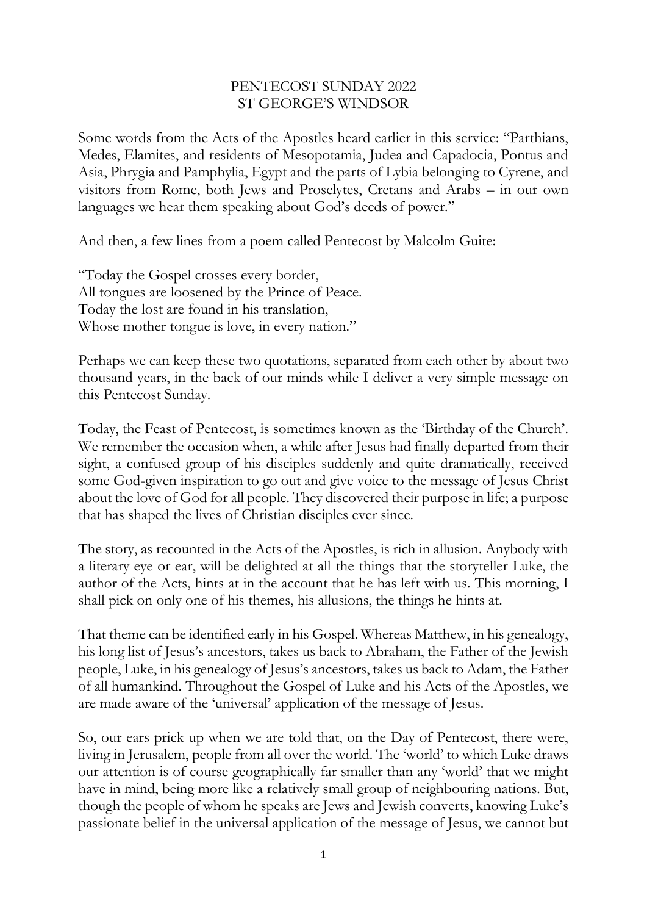# PENTECOST SUNDAY 2022
# ST GEORGE'S WINDSOR

Some words from the Acts of the Apostles heard earlier in this service: "Parthians, Medes, Elamites, and residents of Mesopotamia, Judea and Capadocia, Pontus and Asia, Phrygia and Pamphylia, Egypt and the parts of Lybia belonging to Cyrene, and visitors from Rome, both Jews and Proselytes, Cretans and Arabs – in our own languages we hear them speaking about God's deeds of power."

And then, a few lines from a poem called Pentecost by Malcolm Guite:

"Today the Gospel crosses every border,
All tongues are loosened by the Prince of Peace.
Today the lost are found in his translation,
Whose mother tongue is love, in every nation."

Perhaps we can keep these two quotations, separated from each other by about two thousand years, in the back of our minds while I deliver a very simple message on this Pentecost Sunday.

Today, the Feast of Pentecost, is sometimes known as the 'Birthday of the Church'. We remember the occasion when, a while after Jesus had finally departed from their sight, a confused group of his disciples suddenly and quite dramatically, received some God-given inspiration to go out and give voice to the message of Jesus Christ about the love of God for all people. They discovered their purpose in life; a purpose that has shaped the lives of Christian disciples ever since.

The story, as recounted in the Acts of the Apostles, is rich in allusion. Anybody with a literary eye or ear, will be delighted at all the things that the storyteller Luke, the author of the Acts, hints at in the account that he has left with us. This morning, I shall pick on only one of his themes, his allusions, the things he hints at.

That theme can be identified early in his Gospel. Whereas Matthew, in his genealogy, his long list of Jesus's ancestors, takes us back to Abraham, the Father of the Jewish people, Luke, in his genealogy of Jesus's ancestors, takes us back to Adam, the Father of all humankind. Throughout the Gospel of Luke and his Acts of the Apostles, we are made aware of the 'universal' application of the message of Jesus.

So, our ears prick up when we are told that, on the Day of Pentecost, there were, living in Jerusalem, people from all over the world. The 'world' to which Luke draws our attention is of course geographically far smaller than any 'world' that we might have in mind, being more like a relatively small group of neighbouring nations. But, though the people of whom he speaks are Jews and Jewish converts, knowing Luke's passionate belief in the universal application of the message of Jesus, we cannot but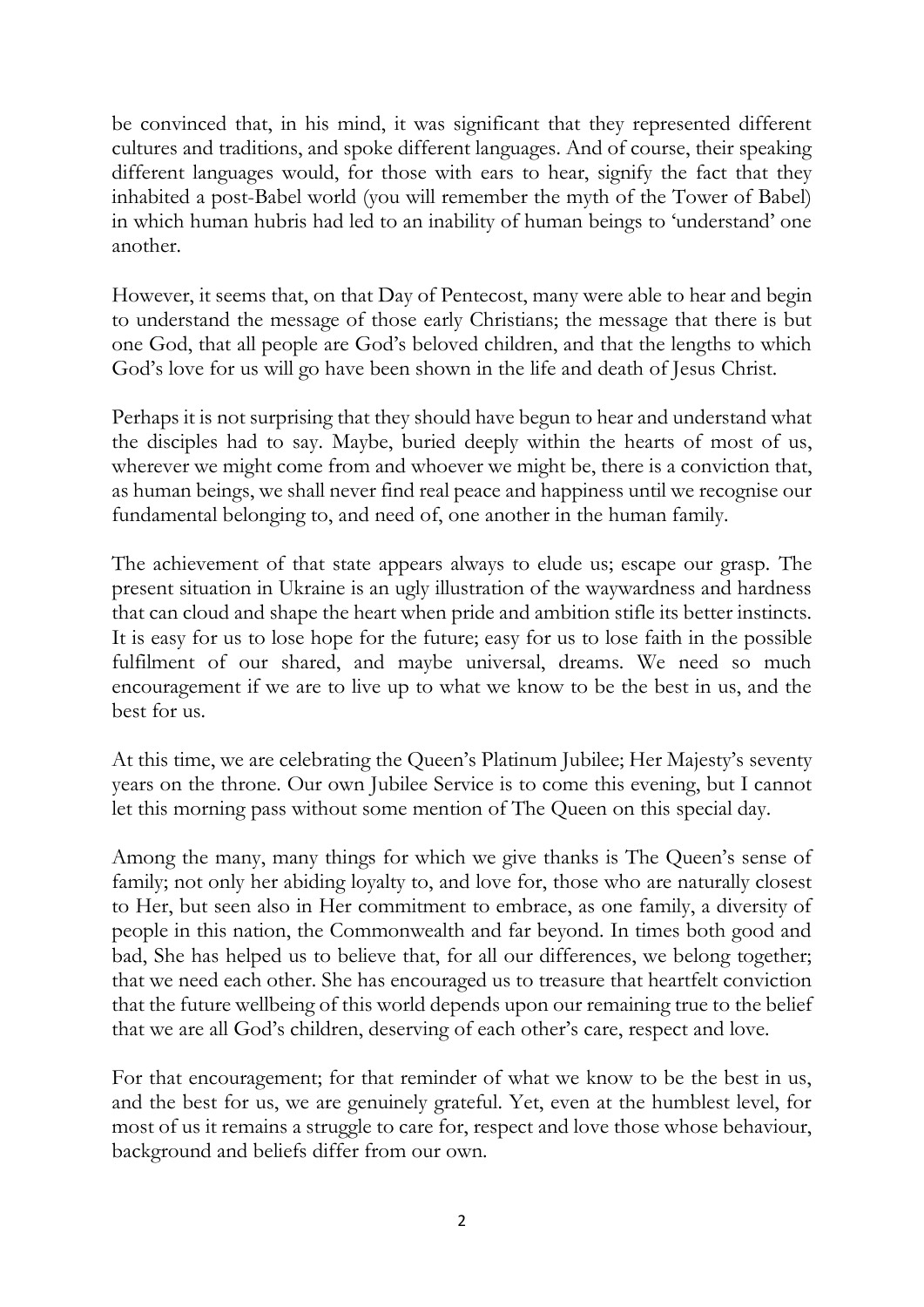be convinced that, in his mind, it was significant that they represented different cultures and traditions, and spoke different languages. And of course, their speaking different languages would, for those with ears to hear, signify the fact that they inhabited a post-Babel world (you will remember the myth of the Tower of Babel) in which human hubris had led to an inability of human beings to 'understand' one another.

However, it seems that, on that Day of Pentecost, many were able to hear and begin to understand the message of those early Christians; the message that there is but one God, that all people are God's beloved children, and that the lengths to which God's love for us will go have been shown in the life and death of Jesus Christ.

Perhaps it is not surprising that they should have begun to hear and understand what the disciples had to say. Maybe, buried deeply within the hearts of most of us, wherever we might come from and whoever we might be, there is a conviction that, as human beings, we shall never find real peace and happiness until we recognise our fundamental belonging to, and need of, one another in the human family.

The achievement of that state appears always to elude us; escape our grasp. The present situation in Ukraine is an ugly illustration of the waywardness and hardness that can cloud and shape the heart when pride and ambition stifle its better instincts. It is easy for us to lose hope for the future; easy for us to lose faith in the possible fulfilment of our shared, and maybe universal, dreams. We need so much encouragement if we are to live up to what we know to be the best in us, and the best for us.

At this time, we are celebrating the Queen's Platinum Jubilee; Her Majesty's seventy years on the throne. Our own Jubilee Service is to come this evening, but I cannot let this morning pass without some mention of The Queen on this special day.

Among the many, many things for which we give thanks is The Queen's sense of family; not only her abiding loyalty to, and love for, those who are naturally closest to Her, but seen also in Her commitment to embrace, as one family, a diversity of people in this nation, the Commonwealth and far beyond. In times both good and bad, She has helped us to believe that, for all our differences, we belong together; that we need each other. She has encouraged us to treasure that heartfelt conviction that the future wellbeing of this world depends upon our remaining true to the belief that we are all God's children, deserving of each other's care, respect and love.

For that encouragement; for that reminder of what we know to be the best in us, and the best for us, we are genuinely grateful. Yet, even at the humblest level, for most of us it remains a struggle to care for, respect and love those whose behaviour, background and beliefs differ from our own.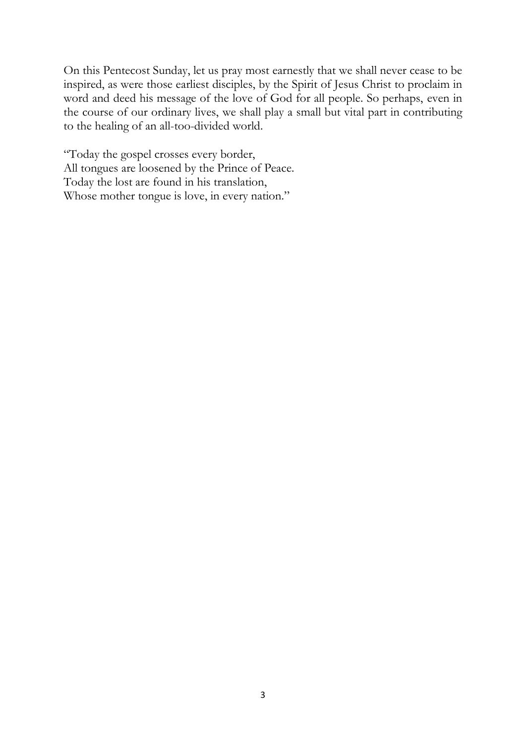On this Pentecost Sunday, let us pray most earnestly that we shall never cease to be inspired, as were those earliest disciples, by the Spirit of Jesus Christ to proclaim in word and deed his message of the love of God for all people. So perhaps, even in the course of our ordinary lives, we shall play a small but vital part in contributing to the healing of an all-too-divided world.

"Today the gospel crosses every border,  
All tongues are loosened by the Prince of Peace.  
Today the lost are found in his translation,  
Whose mother tongue is love, in every nation."